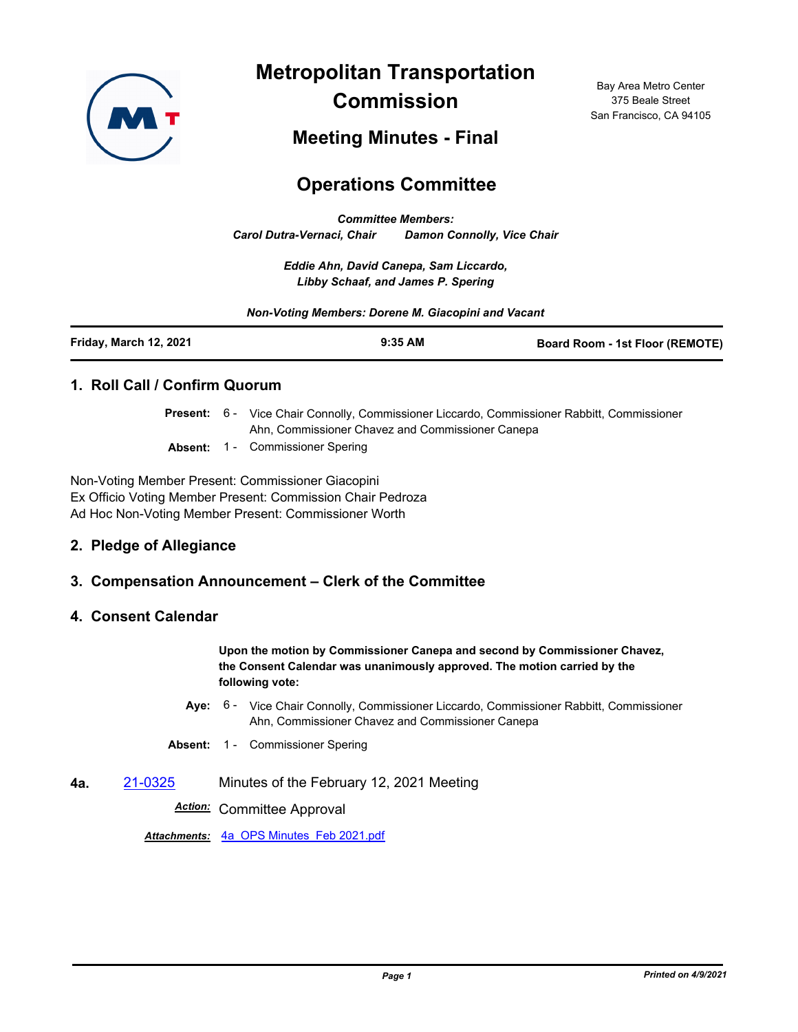# Metropolitan Transportation Commission

Bay Area Metro Center
375 Beale Street
San Francisco, CA 94105

## Meeting Minutes - Final

## Operations Committee

***Committee Members:***
***Carol Dutra-Vernaci, Chair    Damon Connolly, Vice Chair***

***Eddie Ahn, David Canepa, Sam Liccardo, Libby Schaaf, and James P. Spering***

***Non-Voting Members: Dorene M. Giacopini and Vacant***

| Friday, March 12, 2021 | 9:35 AM | Board Room - 1st Floor (REMOTE) |
|---|---|---|

### 1. Roll Call / Confirm Quorum

**Present:** 6 - Vice Chair Connolly, Commissioner Liccardo, Commissioner Rabbitt, Commissioner Ahn, Commissioner Chavez and Commissioner Canepa

**Absent:** 1 - Commissioner Spering

Non-Voting Member Present: Commissioner Giacopini
Ex Officio Voting Member Present: Commission Chair Pedroza
Ad Hoc Non-Voting Member Present: Commissioner Worth

### 2. Pledge of Allegiance

### 3. Compensation Announcement – Clerk of the Committee

### 4. Consent Calendar

**Upon the motion by Commissioner Canepa and second by Commissioner Chavez, the Consent Calendar was unanimously approved. The motion carried by the following vote:**

**Aye:** 6 - Vice Chair Connolly, Commissioner Liccardo, Commissioner Rabbitt, Commissioner Ahn, Commissioner Chavez and Commissioner Canepa

**Absent:** 1 - Commissioner Spering

**4a.** 21-0325 Minutes of the February 12, 2021 Meeting

***Action:*** Committee Approval

***Attachments:*** 4a_OPS Minutes_Feb 2021.pdf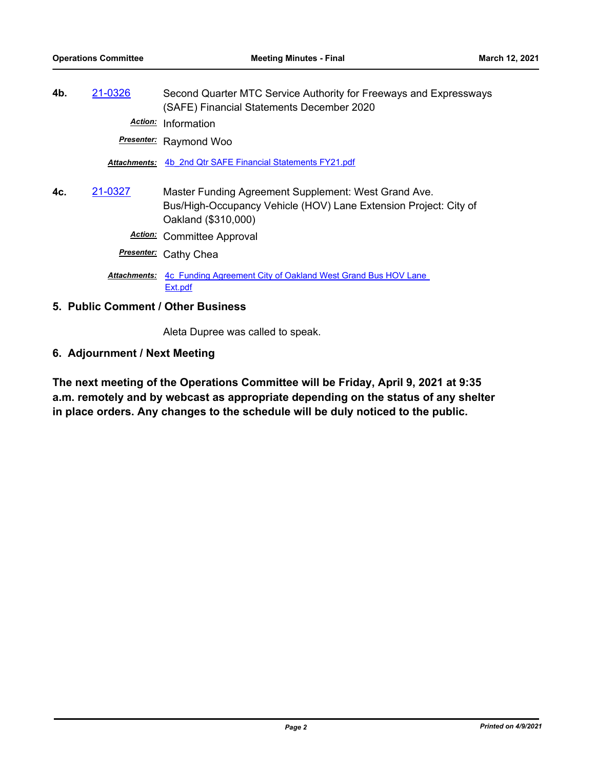**4b.** 21-0326 Second Quarter MTC Service Authority for Freeways and Expressways (SAFE) Financial Statements December 2020

*Action:* Information

*Presenter:* Raymond Woo

*Attachments:* 4b_2nd Qtr SAFE Financial Statements FY21.pdf

**4c.** 21-0327 Master Funding Agreement Supplement: West Grand Ave. Bus/High-Occupancy Vehicle (HOV) Lane Extension Project: City of Oakland ($310,000)

*Action:* Committee Approval

*Presenter:* Cathy Chea

*Attachments:* 4c_Funding Agreement City of Oakland West Grand Bus HOV Lane Ext.pdf

## 5. Public Comment / Other Business

Aleta Dupree was called to speak.

## 6. Adjournment / Next Meeting

**The next meeting of the Operations Committee will be Friday, April 9, 2021 at 9:35 a.m. remotely and by webcast as appropriate depending on the status of any shelter in place orders. Any changes to the schedule will be duly noticed to the public.**